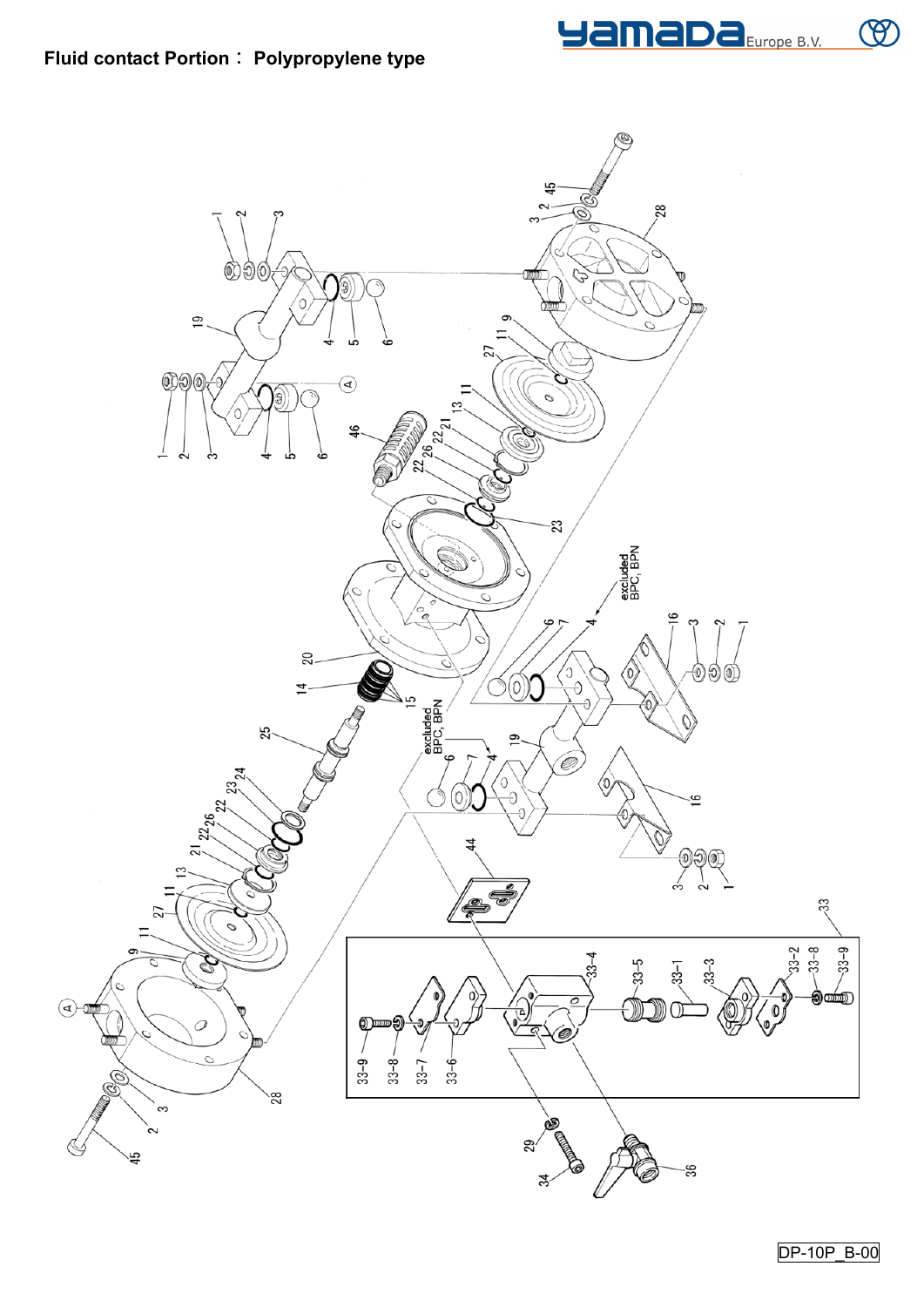# Fluid contact Portion： Polypropylene type

DP-10P_B-00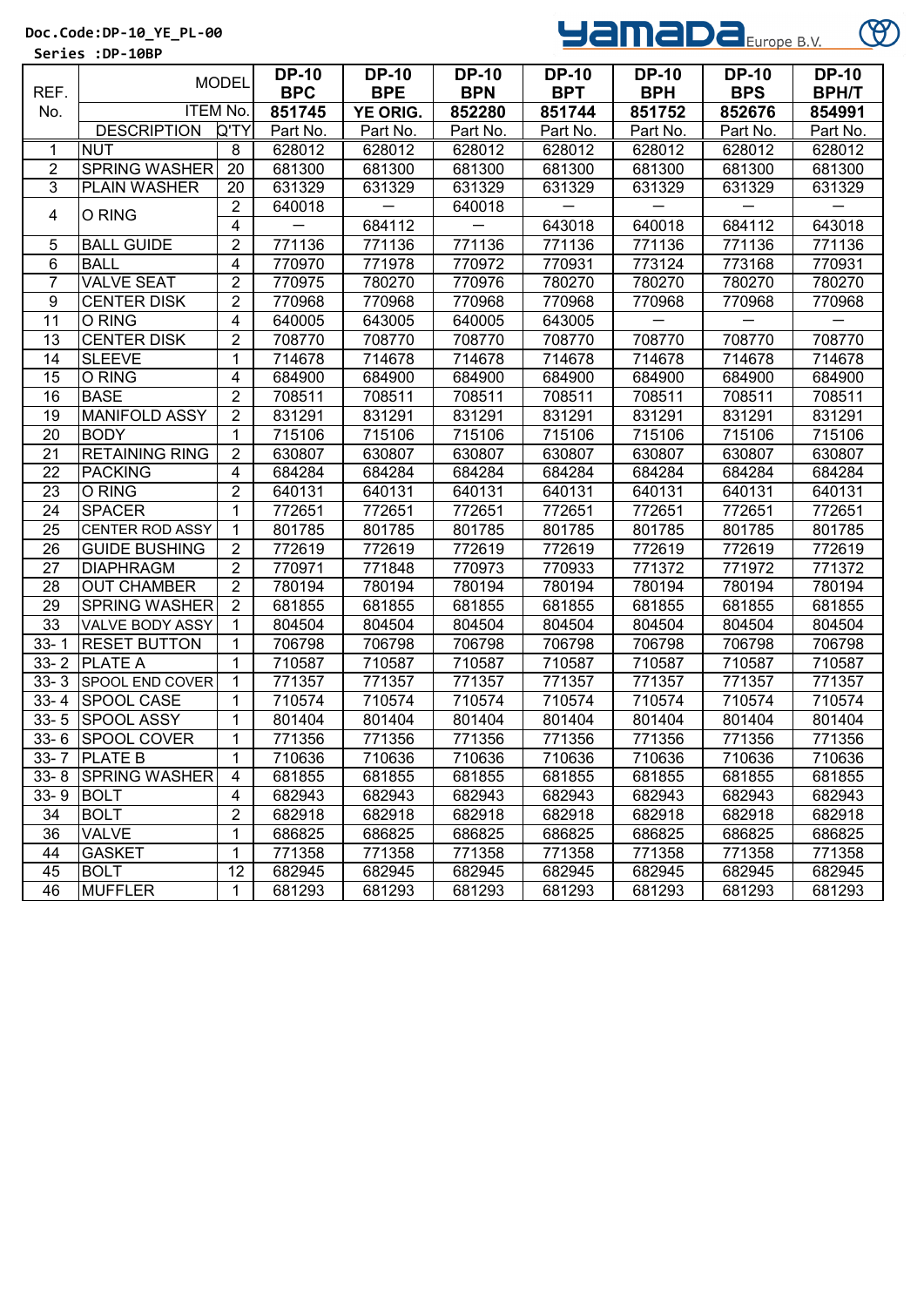Doc.Code:DP-10_YE_PL-00
Series :DP-10BP

| REF. No. | DESCRIPTION | Q'TY | DP-10 BPC | DP-10 BPE | DP-10 BPN | DP-10 BPT | DP-10 BPH | DP-10 BPS | DP-10 BPH/T |
|---|---|---|---|---|---|---|---|---|---|
| | ITEM No. | | 851745 | YE ORIG. | 852280 | 851744 | 851752 | 852676 | 854991 |
| | | | Part No. | Part No. | Part No. | Part No. | Part No. | Part No. | Part No. |
| 1 | NUT | 8 | 628012 | 628012 | 628012 | 628012 | 628012 | 628012 | 628012 |
| 2 | SPRING WASHER | 20 | 681300 | 681300 | 681300 | 681300 | 681300 | 681300 | 681300 |
| 3 | PLAIN WASHER | 20 | 631329 | 631329 | 631329 | 631329 | 631329 | 631329 | 631329 |
| 4 | O RING | 2 | 640018 | — | 640018 | — | — | — | — |
| | | 4 | — | 684112 | — | 643018 | 640018 | 684112 | 643018 |
| 5 | BALL GUIDE | 2 | 771136 | 771136 | 771136 | 771136 | 771136 | 771136 | 771136 |
| 6 | BALL | 4 | 770970 | 771978 | 770972 | 770931 | 773124 | 773168 | 770931 |
| 7 | VALVE SEAT | 2 | 770975 | 780270 | 770976 | 780270 | 780270 | 780270 | 780270 |
| 9 | CENTER DISK | 2 | 770968 | 770968 | 770968 | 770968 | 770968 | 770968 | 770968 |
| 11 | O RING | 4 | 640005 | 643005 | 640005 | 643005 | — | — | — |
| 13 | CENTER DISK | 2 | 708770 | 708770 | 708770 | 708770 | 708770 | 708770 | 708770 |
| 14 | SLEEVE | 1 | 714678 | 714678 | 714678 | 714678 | 714678 | 714678 | 714678 |
| 15 | O RING | 4 | 684900 | 684900 | 684900 | 684900 | 684900 | 684900 | 684900 |
| 16 | BASE | 2 | 708511 | 708511 | 708511 | 708511 | 708511 | 708511 | 708511 |
| 19 | MANIFOLD ASSY | 2 | 831291 | 831291 | 831291 | 831291 | 831291 | 831291 | 831291 |
| 20 | BODY | 1 | 715106 | 715106 | 715106 | 715106 | 715106 | 715106 | 715106 |
| 21 | RETAINING RING | 2 | 630807 | 630807 | 630807 | 630807 | 630807 | 630807 | 630807 |
| 22 | PACKING | 4 | 684284 | 684284 | 684284 | 684284 | 684284 | 684284 | 684284 |
| 23 | O RING | 2 | 640131 | 640131 | 640131 | 640131 | 640131 | 640131 | 640131 |
| 24 | SPACER | 1 | 772651 | 772651 | 772651 | 772651 | 772651 | 772651 | 772651 |
| 25 | CENTER ROD ASSY | 1 | 801785 | 801785 | 801785 | 801785 | 801785 | 801785 | 801785 |
| 26 | GUIDE BUSHING | 2 | 772619 | 772619 | 772619 | 772619 | 772619 | 772619 | 772619 |
| 27 | DIAPHRAGM | 2 | 770971 | 771848 | 770973 | 770933 | 771372 | 771972 | 771372 |
| 28 | OUT CHAMBER | 2 | 780194 | 780194 | 780194 | 780194 | 780194 | 780194 | 780194 |
| 29 | SPRING WASHER | 2 | 681855 | 681855 | 681855 | 681855 | 681855 | 681855 | 681855 |
| 33 | VALVE BODY ASSY | 1 | 804504 | 804504 | 804504 | 804504 | 804504 | 804504 | 804504 |
| 33- 1 | RESET BUTTON | 1 | 706798 | 706798 | 706798 | 706798 | 706798 | 706798 | 706798 |
| 33- 2 | PLATE A | 1 | 710587 | 710587 | 710587 | 710587 | 710587 | 710587 | 710587 |
| 33- 3 | SPOOL END COVER | 1 | 771357 | 771357 | 771357 | 771357 | 771357 | 771357 | 771357 |
| 33- 4 | SPOOL CASE | 1 | 710574 | 710574 | 710574 | 710574 | 710574 | 710574 | 710574 |
| 33- 5 | SPOOL ASSY | 1 | 801404 | 801404 | 801404 | 801404 | 801404 | 801404 | 801404 |
| 33- 6 | SPOOL COVER | 1 | 771356 | 771356 | 771356 | 771356 | 771356 | 771356 | 771356 |
| 33- 7 | PLATE B | 1 | 710636 | 710636 | 710636 | 710636 | 710636 | 710636 | 710636 |
| 33- 8 | SPRING WASHER | 4 | 681855 | 681855 | 681855 | 681855 | 681855 | 681855 | 681855 |
| 33- 9 | BOLT | 4 | 682943 | 682943 | 682943 | 682943 | 682943 | 682943 | 682943 |
| 34 | BOLT | 2 | 682918 | 682918 | 682918 | 682918 | 682918 | 682918 | 682918 |
| 36 | VALVE | 1 | 686825 | 686825 | 686825 | 686825 | 686825 | 686825 | 686825 |
| 44 | GASKET | 1 | 771358 | 771358 | 771358 | 771358 | 771358 | 771358 | 771358 |
| 45 | BOLT | 12 | 682945 | 682945 | 682945 | 682945 | 682945 | 682945 | 682945 |
| 46 | MUFFLER | 1 | 681293 | 681293 | 681293 | 681293 | 681293 | 681293 | 681293 |